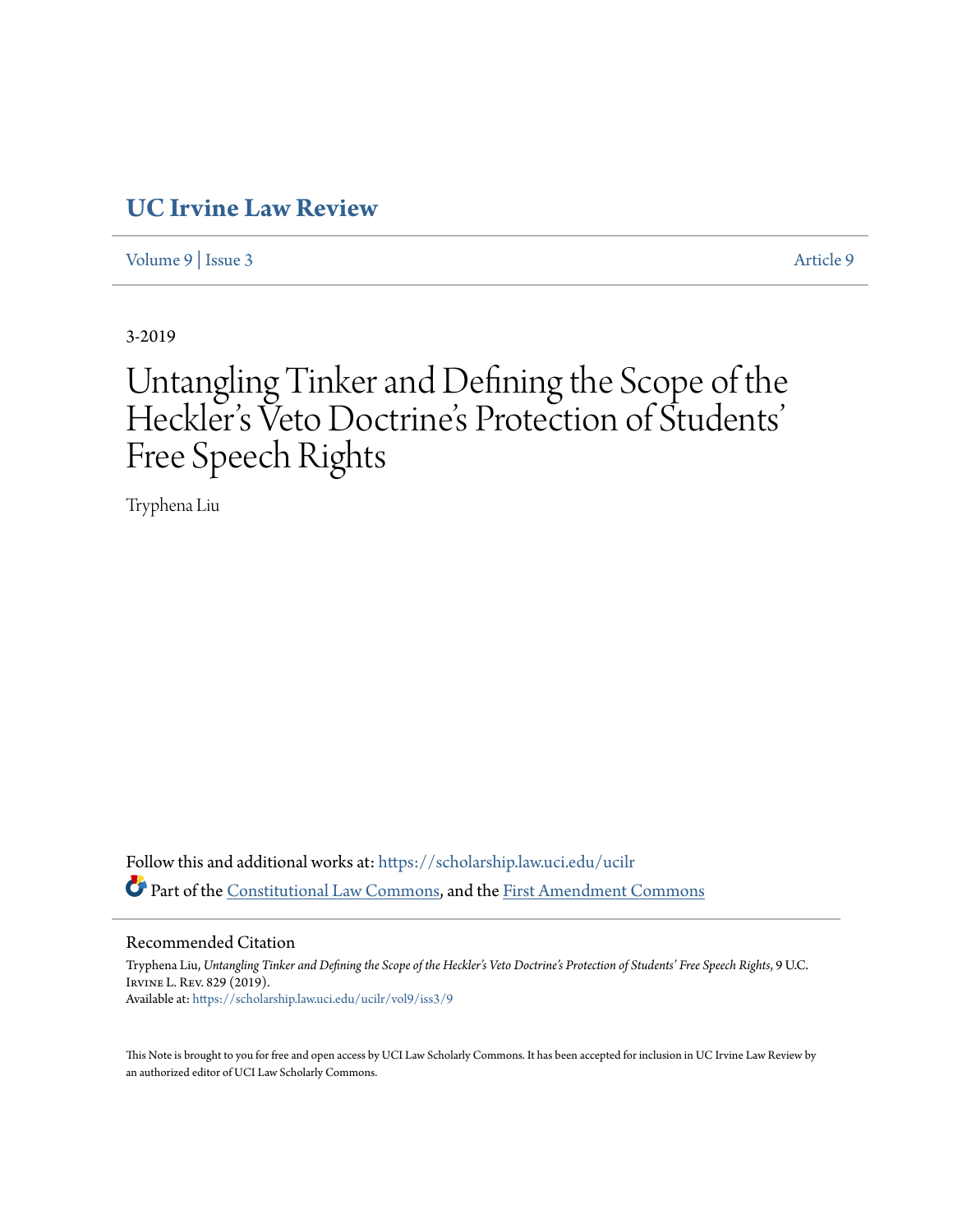# UC Irvine Law Review

Volume 9 | Issue 3 Article 9

3-2019

# Untangling Tinker and Defining the Scope of the Heckler's Veto Doctrine's Protection of Students' Free Speech Rights

Tryphena Liu

Follow this and additional works at: https://scholarship.law.uci.edu/ucilr

Part of the Constitutional Law Commons, and the First Amendment Commons

## Recommended Citation

Tryphena Liu, *Untangling Tinker and Defining the Scope of the Heckler's Veto Doctrine's Protection of Students' Free Speech Rights*, 9 U.C. Irvine L. Rev. 829 (2019).
Available at: https://scholarship.law.uci.edu/ucilr/vol9/iss3/9

This Note is brought to you for free and open access by UCI Law Scholarly Commons. It has been accepted for inclusion in UC Irvine Law Review by an authorized editor of UCI Law Scholarly Commons.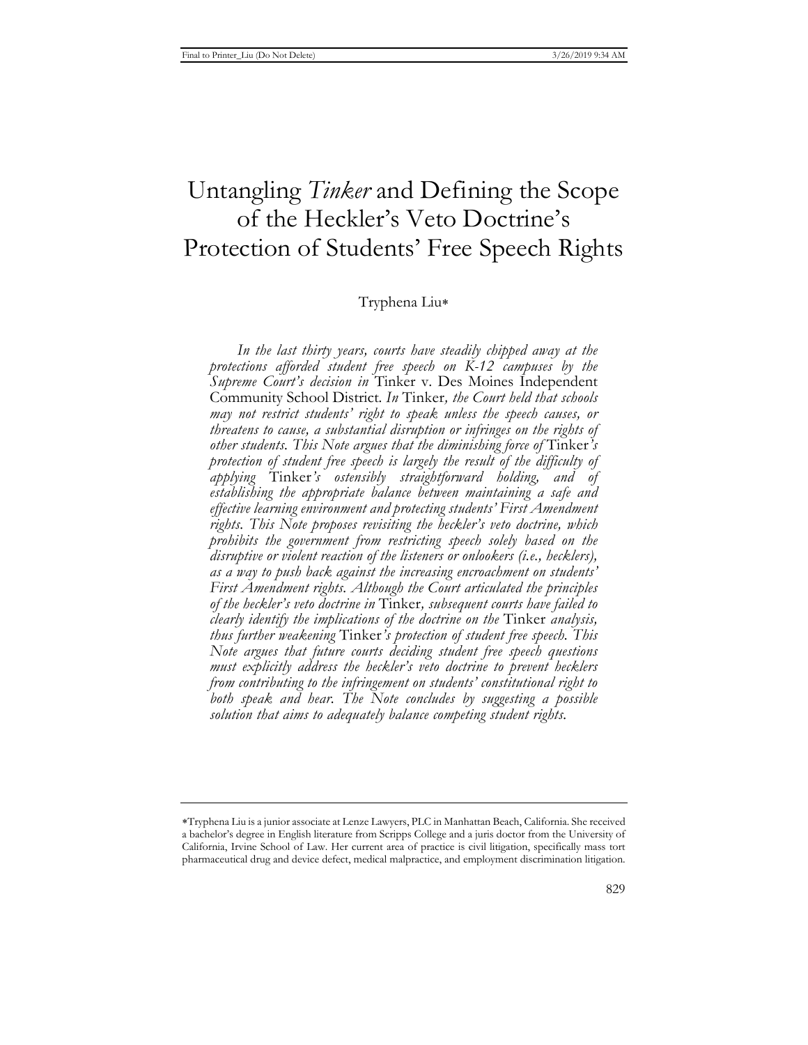# Untangling *Tinker* and Defining the Scope of the Heckler's Veto Doctrine's Protection of Students' Free Speech Rights

Tryphena Liu*

*In the last thirty years, courts have steadily chipped away at the protections afforded student free speech on K-12 campuses by the Supreme Court's decision in* Tinker v. Des Moines Independent Community School District. *In* Tinker*, the Court held that schools may not restrict students' right to speak unless the speech causes, or threatens to cause, a substantial disruption or infringes on the rights of other students. This Note argues that the diminishing force of* Tinker*'s protection of student free speech is largely the result of the difficulty of applying* Tinker*'s ostensibly straightforward holding, and of establishing the appropriate balance between maintaining a safe and effective learning environment and protecting students' First Amendment rights. This Note proposes revisiting the heckler's veto doctrine, which prohibits the government from restricting speech solely based on the disruptive or violent reaction of the listeners or onlookers (i.e., hecklers), as a way to push back against the increasing encroachment on students' First Amendment rights. Although the Court articulated the principles of the heckler's veto doctrine in* Tinker*, subsequent courts have failed to clearly identify the implications of the doctrine on the* Tinker *analysis, thus further weakening* Tinker*'s protection of student free speech. This Note argues that future courts deciding student free speech questions must explicitly address the heckler's veto doctrine to prevent hecklers from contributing to the infringement on students' constitutional right to both speak and hear. The Note concludes by suggesting a possible solution that aims to adequately balance competing student rights.*

---

*Tryphena Liu is a junior associate at Lenze Lawyers, PLC in Manhattan Beach, California. She received a bachelor's degree in English literature from Scripps College and a juris doctor from the University of California, Irvine School of Law. Her current area of practice is civil litigation, specifically mass tort pharmaceutical drug and device defect, medical malpractice, and employment discrimination litigation.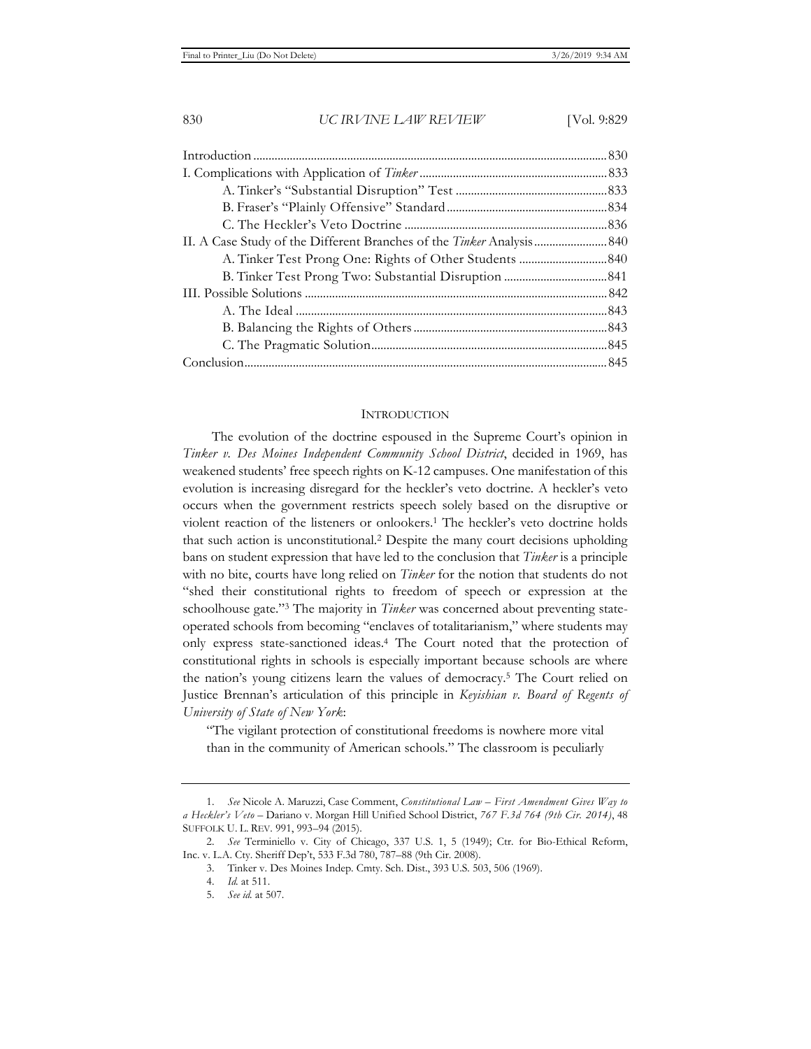| | |
|---|---|
| Introduction | 830 |
| I. Complications with Application of *Tinker* | 833 |
| A. Tinker's "Substantial Disruption" Test | 833 |
| B. Fraser's "Plainly Offensive" Standard | 834 |
| C. The Heckler's Veto Doctrine | 836 |
| II. A Case Study of the Different Branches of the *Tinker* Analysis | 840 |
| A. Tinker Test Prong One: Rights of Other Students | 840 |
| B. Tinker Test Prong Two: Substantial Disruption | 841 |
| III. Possible Solutions | 842 |
| A. The Ideal | 843 |
| B. Balancing the Rights of Others | 843 |
| C. The Pragmatic Solution | 845 |
| Conclusion | 845 |

## INTRODUCTION

The evolution of the doctrine espoused in the Supreme Court's opinion in *Tinker v. Des Moines Independent Community School District*, decided in 1969, has weakened students' free speech rights on K-12 campuses. One manifestation of this evolution is increasing disregard for the heckler's veto doctrine. A heckler's veto occurs when the government restricts speech solely based on the disruptive or violent reaction of the listeners or onlookers.[1] The heckler's veto doctrine holds that such action is unconstitutional.[2] Despite the many court decisions upholding bans on student expression that have led to the conclusion that *Tinker* is a principle with no bite, courts have long relied on *Tinker* for the notion that students do not "shed their constitutional rights to freedom of speech or expression at the schoolhouse gate."[3] The majority in *Tinker* was concerned about preventing state-operated schools from becoming "enclaves of totalitarianism," where students may only express state-sanctioned ideas.[4] The Court noted that the protection of constitutional rights in schools is especially important because schools are where the nation's young citizens learn the values of democracy.[5] The Court relied on Justice Brennan's articulation of this principle in *Keyishian v. Board of Regents of University of State of New York*:

> "The vigilant protection of constitutional freedoms is nowhere more vital than in the community of American schools." The classroom is peculiarly

---

1. *See* Nicole A. Maruzzi, Case Comment, *Constitutional Law – First Amendment Gives Way to a Heckler's Veto* – Dariano v. Morgan Hill Unified School District, *767 F.3d 764 (9th Cir. 2014)*, 48 SUFFOLK U. L. REV. 991, 993–94 (2015).

2. *See* Terminiello v. City of Chicago, 337 U.S. 1, 5 (1949); Ctr. for Bio-Ethical Reform, Inc. v. L.A. Cty. Sheriff Dep't, 533 F.3d 780, 787–88 (9th Cir. 2008).

3. Tinker v. Des Moines Indep. Cmty. Sch. Dist., 393 U.S. 503, 506 (1969).

4. *Id.* at 511.

5. *See id.* at 507.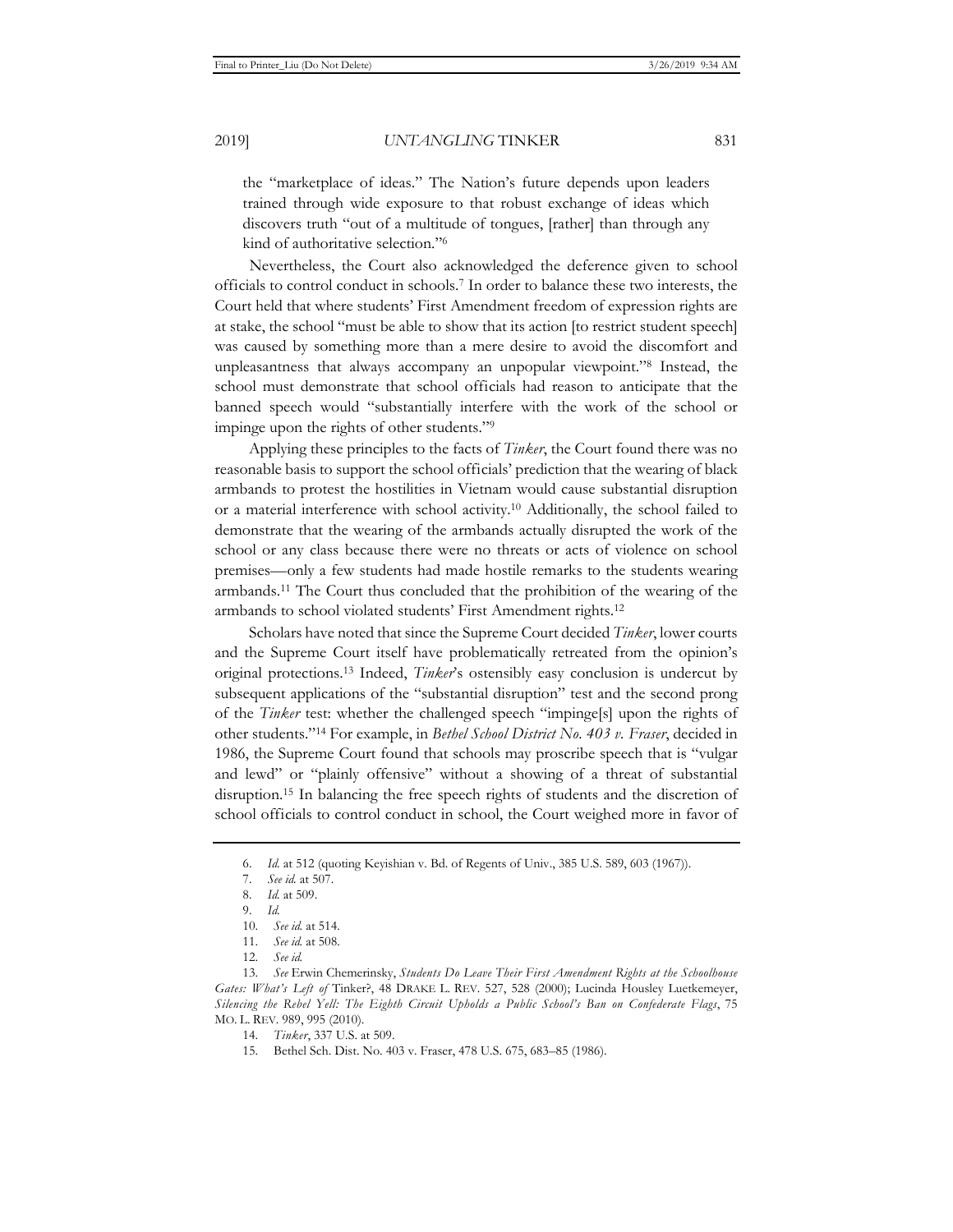the "marketplace of ideas." The Nation's future depends upon leaders trained through wide exposure to that robust exchange of ideas which discovers truth "out of a multitude of tongues, [rather] than through any kind of authoritative selection."[6]

Nevertheless, the Court also acknowledged the deference given to school officials to control conduct in schools.[7] In order to balance these two interests, the Court held that where students' First Amendment freedom of expression rights are at stake, the school "must be able to show that its action [to restrict student speech] was caused by something more than a mere desire to avoid the discomfort and unpleasantness that always accompany an unpopular viewpoint."[8] Instead, the school must demonstrate that school officials had reason to anticipate that the banned speech would "substantially interfere with the work of the school or impinge upon the rights of other students."[9]

Applying these principles to the facts of *Tinker*, the Court found there was no reasonable basis to support the school officials' prediction that the wearing of black armbands to protest the hostilities in Vietnam would cause substantial disruption or a material interference with school activity.[10] Additionally, the school failed to demonstrate that the wearing of the armbands actually disrupted the work of the school or any class because there were no threats or acts of violence on school premises—only a few students had made hostile remarks to the students wearing armbands.[11] The Court thus concluded that the prohibition of the wearing of the armbands to school violated students' First Amendment rights.[12]

Scholars have noted that since the Supreme Court decided *Tinker*, lower courts and the Supreme Court itself have problematically retreated from the opinion's original protections.[13] Indeed, *Tinker*'s ostensibly easy conclusion is undercut by subsequent applications of the "substantial disruption" test and the second prong of the *Tinker* test: whether the challenged speech "impinge[s] upon the rights of other students."[14] For example, in *Bethel School District No. 403 v. Fraser*, decided in 1986, the Supreme Court found that schools may proscribe speech that is "vulgar and lewd" or "plainly offensive" without a showing of a threat of substantial disruption.[15] In balancing the free speech rights of students and the discretion of school officials to control conduct in school, the Court weighed more in favor of

---

6. *Id.* at 512 (quoting Keyishian v. Bd. of Regents of Univ., 385 U.S. 589, 603 (1967)).

7. *See id.* at 507.

8. *Id.* at 509.

9. *Id.*

10. *See id.* at 514.

11. *See id.* at 508.

12. *See id.*

13. *See* Erwin Chemerinsky, *Students Do Leave Their First Amendment Rights at the Schoolhouse Gates: What's Left of* Tinker?, 48 DRAKE L. REV. 527, 528 (2000); Lucinda Housley Luetkemeyer, *Silencing the Rebel Yell: The Eighth Circuit Upholds a Public School's Ban on Confederate Flags*, 75 MO. L. REV. 989, 995 (2010).

14. *Tinker*, 337 U.S. at 509.

15. Bethel Sch. Dist. No. 403 v. Fraser, 478 U.S. 675, 683–85 (1986).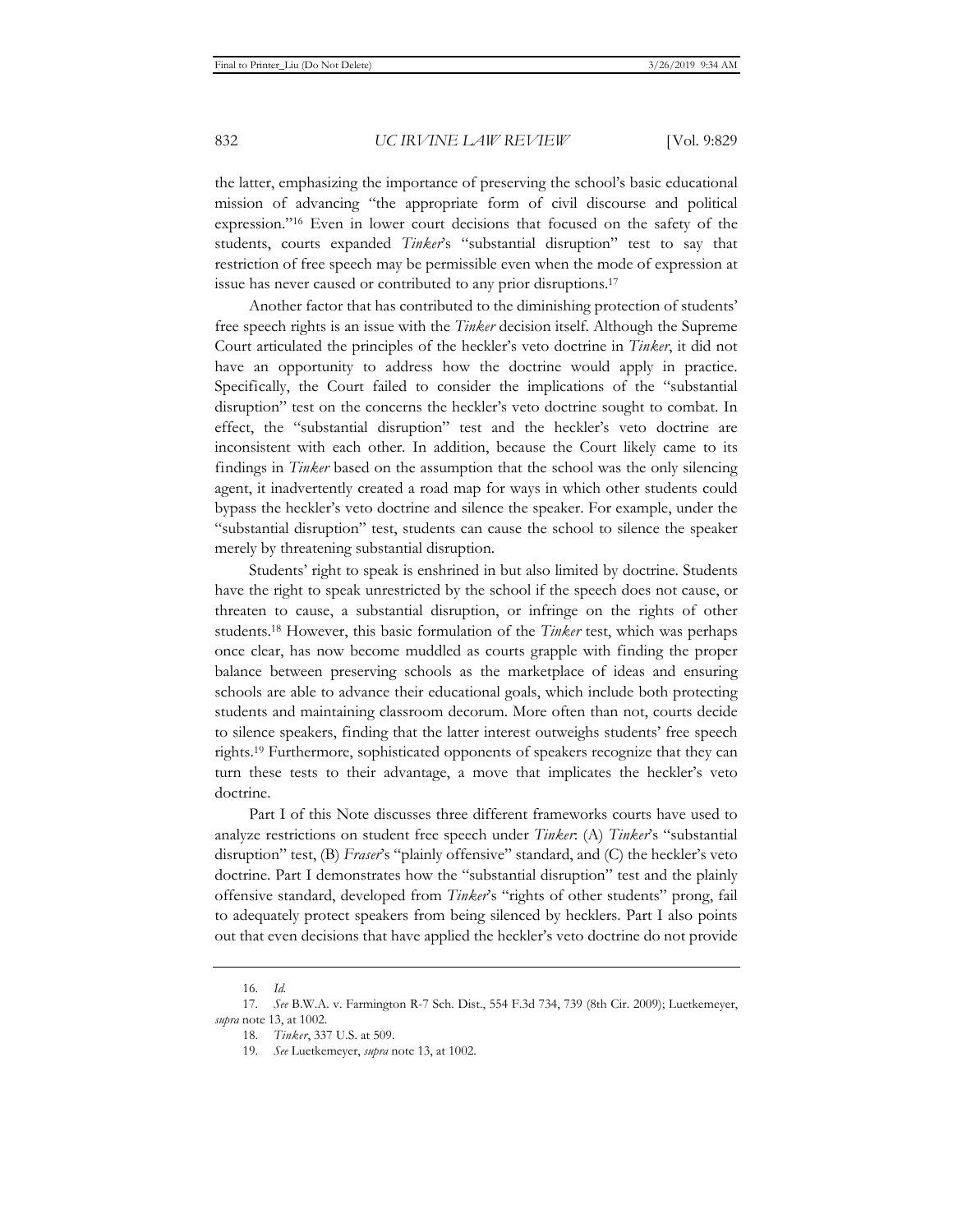the latter, emphasizing the importance of preserving the school's basic educational mission of advancing "the appropriate form of civil discourse and political expression."[16] Even in lower court decisions that focused on the safety of the students, courts expanded *Tinker*'s "substantial disruption" test to say that restriction of free speech may be permissible even when the mode of expression at issue has never caused or contributed to any prior disruptions.[17]

Another factor that has contributed to the diminishing protection of students' free speech rights is an issue with the *Tinker* decision itself. Although the Supreme Court articulated the principles of the heckler's veto doctrine in *Tinker*, it did not have an opportunity to address how the doctrine would apply in practice. Specifically, the Court failed to consider the implications of the "substantial disruption" test on the concerns the heckler's veto doctrine sought to combat. In effect, the "substantial disruption" test and the heckler's veto doctrine are inconsistent with each other. In addition, because the Court likely came to its findings in *Tinker* based on the assumption that the school was the only silencing agent, it inadvertently created a road map for ways in which other students could bypass the heckler's veto doctrine and silence the speaker. For example, under the "substantial disruption" test, students can cause the school to silence the speaker merely by threatening substantial disruption.

Students' right to speak is enshrined in but also limited by doctrine. Students have the right to speak unrestricted by the school if the speech does not cause, or threaten to cause, a substantial disruption, or infringe on the rights of other students.[18] However, this basic formulation of the *Tinker* test, which was perhaps once clear, has now become muddled as courts grapple with finding the proper balance between preserving schools as the marketplace of ideas and ensuring schools are able to advance their educational goals, which include both protecting students and maintaining classroom decorum. More often than not, courts decide to silence speakers, finding that the latter interest outweighs students' free speech rights.[19] Furthermore, sophisticated opponents of speakers recognize that they can turn these tests to their advantage, a move that implicates the heckler's veto doctrine.

Part I of this Note discusses three different frameworks courts have used to analyze restrictions on student free speech under *Tinker*: (A) *Tinker*'s "substantial disruption" test, (B) *Fraser*'s "plainly offensive" standard, and (C) the heckler's veto doctrine. Part I demonstrates how the "substantial disruption" test and the plainly offensive standard, developed from *Tinker*'s "rights of other students" prong, fail to adequately protect speakers from being silenced by hecklers. Part I also points out that even decisions that have applied the heckler's veto doctrine do not provide

---

16. *Id.*

17. *See* B.W.A. v. Farmington R-7 Sch. Dist., 554 F.3d 734, 739 (8th Cir. 2009); Luetkemeyer, *supra* note 13, at 1002.

18. *Tinker*, 337 U.S. at 509.

19. *See* Luetkemeyer, *supra* note 13, at 1002.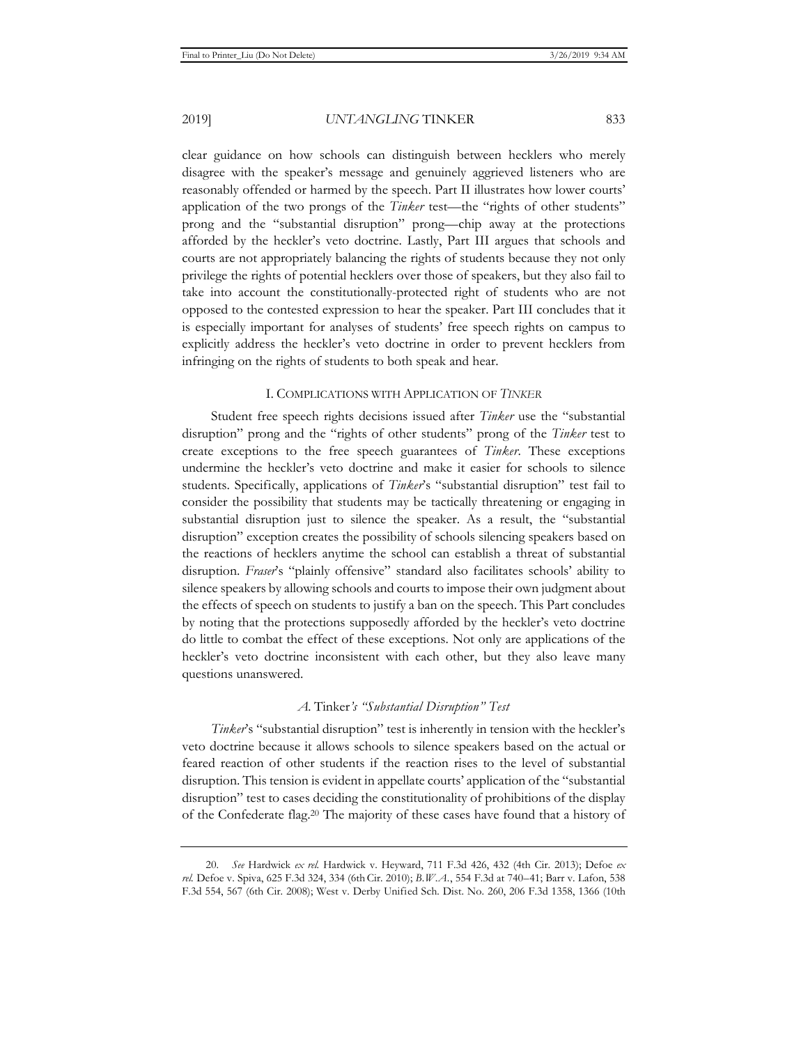clear guidance on how schools can distinguish between hecklers who merely disagree with the speaker's message and genuinely aggrieved listeners who are reasonably offended or harmed by the speech. Part II illustrates how lower courts' application of the two prongs of the *Tinker* test—the "rights of other students" prong and the "substantial disruption" prong—chip away at the protections afforded by the heckler's veto doctrine. Lastly, Part III argues that schools and courts are not appropriately balancing the rights of students because they not only privilege the rights of potential hecklers over those of speakers, but they also fail to take into account the constitutionally-protected right of students who are not opposed to the contested expression to hear the speaker. Part III concludes that it is especially important for analyses of students' free speech rights on campus to explicitly address the heckler's veto doctrine in order to prevent hecklers from infringing on the rights of students to both speak and hear.

## I. COMPLICATIONS WITH APPLICATION OF *TINKER*

Student free speech rights decisions issued after *Tinker* use the "substantial disruption" prong and the "rights of other students" prong of the *Tinker* test to create exceptions to the free speech guarantees of *Tinker*. These exceptions undermine the heckler's veto doctrine and make it easier for schools to silence students. Specifically, applications of *Tinker*'s "substantial disruption" test fail to consider the possibility that students may be tactically threatening or engaging in substantial disruption just to silence the speaker. As a result, the "substantial disruption" exception creates the possibility of schools silencing speakers based on the reactions of hecklers anytime the school can establish a threat of substantial disruption. *Fraser*'s "plainly offensive" standard also facilitates schools' ability to silence speakers by allowing schools and courts to impose their own judgment about the effects of speech on students to justify a ban on the speech. This Part concludes by noting that the protections supposedly afforded by the heckler's veto doctrine do little to combat the effect of these exceptions. Not only are applications of the heckler's veto doctrine inconsistent with each other, but they also leave many questions unanswered.

### *A.* Tinker*'s "Substantial Disruption" Test*

*Tinker*'s "substantial disruption" test is inherently in tension with the heckler's veto doctrine because it allows schools to silence speakers based on the actual or feared reaction of other students if the reaction rises to the level of substantial disruption. This tension is evident in appellate courts' application of the "substantial disruption" test to cases deciding the constitutionality of prohibitions of the display of the Confederate flag.[20] The majority of these cases have found that a history of

20. *See* Hardwick *ex rel.* Hardwick v. Heyward, 711 F.3d 426, 432 (4th Cir. 2013); Defoe *ex rel.* Defoe v. Spiva, 625 F.3d 324, 334 (6th Cir. 2010); *B.W.A.*, 554 F.3d at 740–41; Barr v. Lafon, 538 F.3d 554, 567 (6th Cir. 2008); West v. Derby Unified Sch. Dist. No. 260, 206 F.3d 1358, 1366 (10th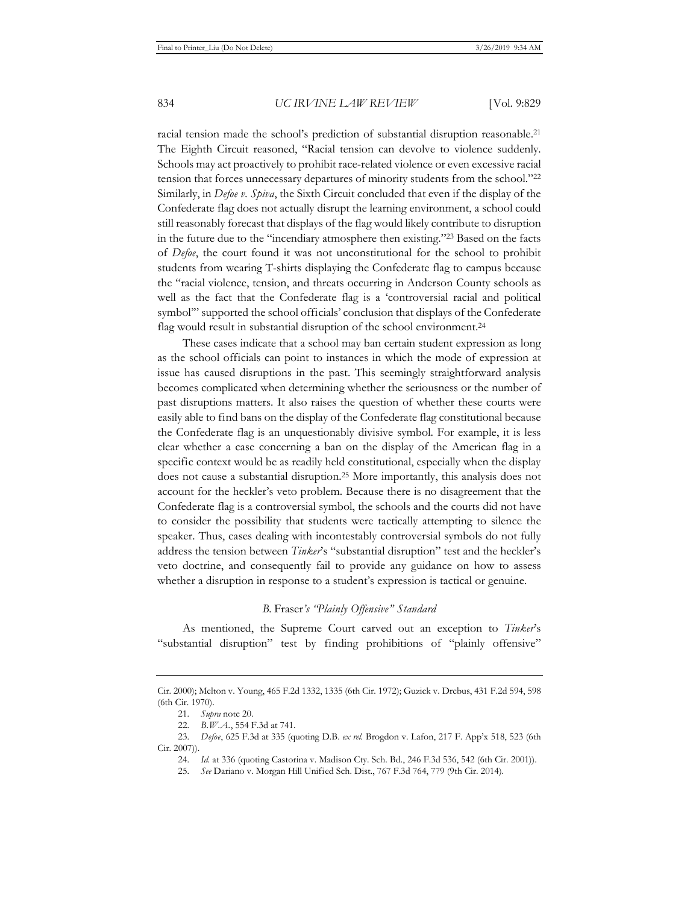racial tension made the school's prediction of substantial disruption reasonable.[21] The Eighth Circuit reasoned, "Racial tension can devolve to violence suddenly. Schools may act proactively to prohibit race-related violence or even excessive racial tension that forces unnecessary departures of minority students from the school."[22] Similarly, in *Defoe v. Spiva*, the Sixth Circuit concluded that even if the display of the Confederate flag does not actually disrupt the learning environment, a school could still reasonably forecast that displays of the flag would likely contribute to disruption in the future due to the "incendiary atmosphere then existing."[23] Based on the facts of *Defoe*, the court found it was not unconstitutional for the school to prohibit students from wearing T-shirts displaying the Confederate flag to campus because the "racial violence, tension, and threats occurring in Anderson County schools as well as the fact that the Confederate flag is a 'controversial racial and political symbol'" supported the school officials' conclusion that displays of the Confederate flag would result in substantial disruption of the school environment.[24]

These cases indicate that a school may ban certain student expression as long as the school officials can point to instances in which the mode of expression at issue has caused disruptions in the past. This seemingly straightforward analysis becomes complicated when determining whether the seriousness or the number of past disruptions matters. It also raises the question of whether these courts were easily able to find bans on the display of the Confederate flag constitutional because the Confederate flag is an unquestionably divisive symbol. For example, it is less clear whether a case concerning a ban on the display of the American flag in a specific context would be as readily held constitutional, especially when the display does not cause a substantial disruption.[25] More importantly, this analysis does not account for the heckler's veto problem. Because there is no disagreement that the Confederate flag is a controversial symbol, the schools and the courts did not have to consider the possibility that students were tactically attempting to silence the speaker. Thus, cases dealing with incontestably controversial symbols do not fully address the tension between *Tinker*'s "substantial disruption" test and the heckler's veto doctrine, and consequently fail to provide any guidance on how to assess whether a disruption in response to a student's expression is tactical or genuine.

### *B.* Fraser*'s "Plainly Offensive" Standard

As mentioned, the Supreme Court carved out an exception to *Tinker*'s "substantial disruption" test by finding prohibitions of "plainly offensive"

---

Cir. 2000); Melton v. Young, 465 F.2d 1332, 1335 (6th Cir. 1972); Guzick v. Drebus, 431 F.2d 594, 598 (6th Cir. 1970).

21. *Supra* note 20.

22. *B.W.A.*, 554 F.3d at 741.

23. *Defoe*, 625 F.3d at 335 (quoting D.B. *ex rel.* Brogdon v. Lafon, 217 F. App'x 518, 523 (6th Cir. 2007)).

24. *Id.* at 336 (quoting Castorina v. Madison Cty. Sch. Bd., 246 F.3d 536, 542 (6th Cir. 2001)).

25. *See* Dariano v. Morgan Hill Unified Sch. Dist., 767 F.3d 764, 779 (9th Cir. 2014).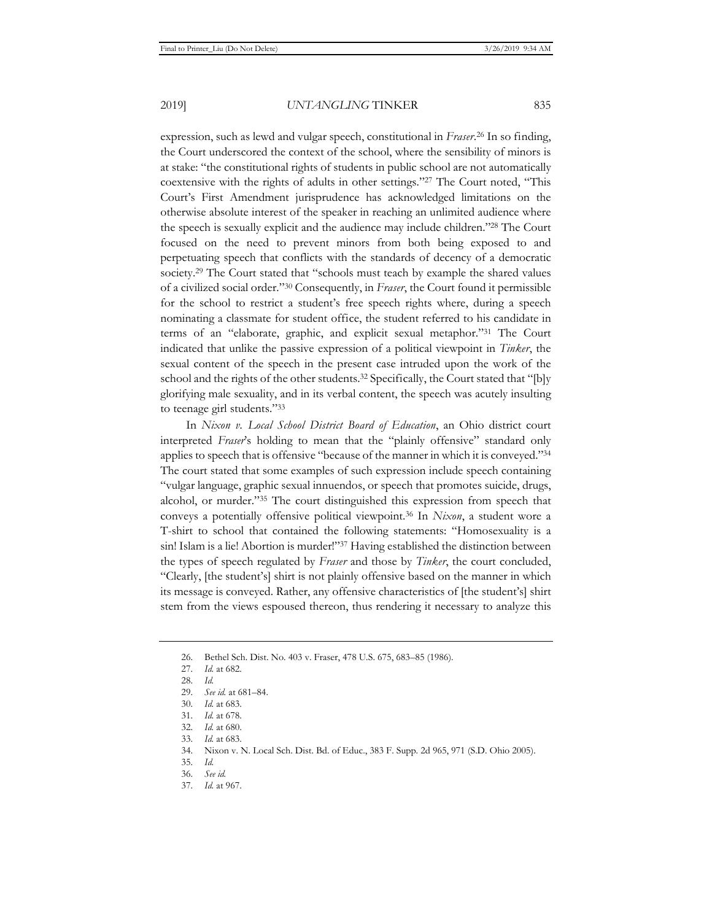expression, such as lewd and vulgar speech, constitutional in *Fraser*.[26] In so finding, the Court underscored the context of the school, where the sensibility of minors is at stake: "the constitutional rights of students in public school are not automatically coextensive with the rights of adults in other settings."[27] The Court noted, "This Court's First Amendment jurisprudence has acknowledged limitations on the otherwise absolute interest of the speaker in reaching an unlimited audience where the speech is sexually explicit and the audience may include children."[28] The Court focused on the need to prevent minors from both being exposed to and perpetuating speech that conflicts with the standards of decency of a democratic society.[29] The Court stated that "schools must teach by example the shared values of a civilized social order."[30] Consequently, in *Fraser*, the Court found it permissible for the school to restrict a student's free speech rights where, during a speech nominating a classmate for student office, the student referred to his candidate in terms of an "elaborate, graphic, and explicit sexual metaphor."[31] The Court indicated that unlike the passive expression of a political viewpoint in *Tinker*, the sexual content of the speech in the present case intruded upon the work of the school and the rights of the other students.[32] Specifically, the Court stated that "[b]y glorifying male sexuality, and in its verbal content, the speech was acutely insulting to teenage girl students."[33]

In *Nixon v. Local School District Board of Education*, an Ohio district court interpreted *Fraser*'s holding to mean that the "plainly offensive" standard only applies to speech that is offensive "because of the manner in which it is conveyed."[34] The court stated that some examples of such expression include speech containing "vulgar language, graphic sexual innuendos, or speech that promotes suicide, drugs, alcohol, or murder."[35] The court distinguished this expression from speech that conveys a potentially offensive political viewpoint.[36] In *Nixon*, a student wore a T-shirt to school that contained the following statements: "Homosexuality is a sin! Islam is a lie! Abortion is murder!"[37] Having established the distinction between the types of speech regulated by *Fraser* and those by *Tinker*, the court concluded, "Clearly, [the student's] shirt is not plainly offensive based on the manner in which its message is conveyed. Rather, any offensive characteristics of [the student's] shirt stem from the views espoused thereon, thus rendering it necessary to analyze this

---

26. Bethel Sch. Dist. No. 403 v. Fraser, 478 U.S. 675, 683–85 (1986).
27. *Id.* at 682.
28. *Id.*
29. *See id.* at 681–84.
30. *Id.* at 683.
31. *Id.* at 678.
32. *Id.* at 680.
33. *Id.* at 683.
34. Nixon v. N. Local Sch. Dist. Bd. of Educ., 383 F. Supp. 2d 965, 971 (S.D. Ohio 2005).
35. *Id.*
36. *See id.*
37. *Id.* at 967.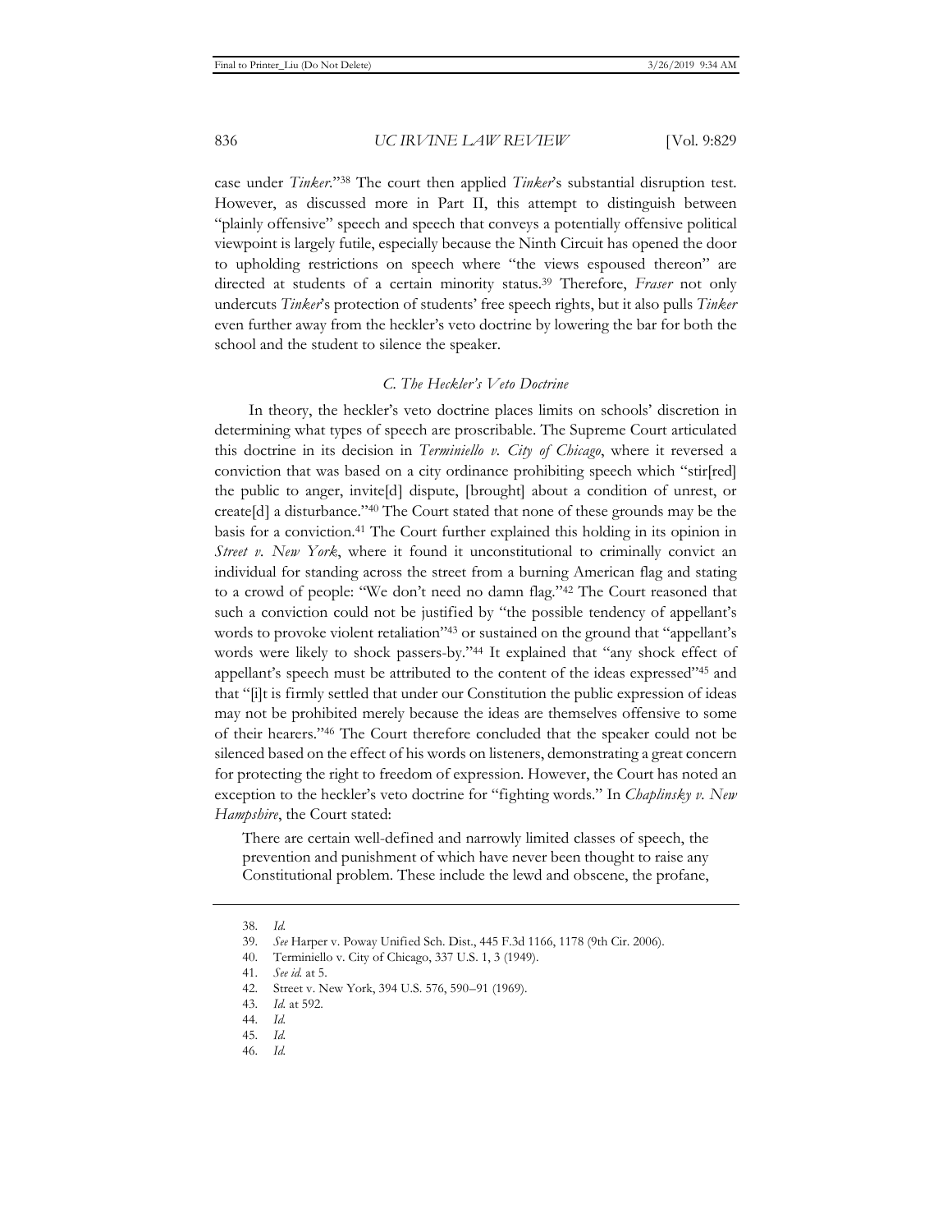case under *Tinker*."[38] The court then applied *Tinker*'s substantial disruption test. However, as discussed more in Part II, this attempt to distinguish between "plainly offensive" speech and speech that conveys a potentially offensive political viewpoint is largely futile, especially because the Ninth Circuit has opened the door to upholding restrictions on speech where "the views espoused thereon" are directed at students of a certain minority status.[39] Therefore, *Fraser* not only undercuts *Tinker*'s protection of students' free speech rights, but it also pulls *Tinker* even further away from the heckler's veto doctrine by lowering the bar for both the school and the student to silence the speaker.

### *C. The Heckler's Veto Doctrine*

In theory, the heckler's veto doctrine places limits on schools' discretion in determining what types of speech are proscribable. The Supreme Court articulated this doctrine in its decision in *Terminiello v. City of Chicago*, where it reversed a conviction that was based on a city ordinance prohibiting speech which "stir[red] the public to anger, invite[d] dispute, [brought] about a condition of unrest, or create[d] a disturbance."[40] The Court stated that none of these grounds may be the basis for a conviction.[41] The Court further explained this holding in its opinion in *Street v. New York*, where it found it unconstitutional to criminally convict an individual for standing across the street from a burning American flag and stating to a crowd of people: "We don't need no damn flag."[42] The Court reasoned that such a conviction could not be justified by "the possible tendency of appellant's words to provoke violent retaliation"[43] or sustained on the ground that "appellant's words were likely to shock passers-by."[44] It explained that "any shock effect of appellant's speech must be attributed to the content of the ideas expressed"[45] and that "[i]t is firmly settled that under our Constitution the public expression of ideas may not be prohibited merely because the ideas are themselves offensive to some of their hearers."[46] The Court therefore concluded that the speaker could not be silenced based on the effect of his words on listeners, demonstrating a great concern for protecting the right to freedom of expression. However, the Court has noted an exception to the heckler's veto doctrine for "fighting words." In *Chaplinsky v. New Hampshire*, the Court stated:

> There are certain well-defined and narrowly limited classes of speech, the prevention and punishment of which have never been thought to raise any Constitutional problem. These include the lewd and obscene, the profane,

---

38. *Id.*
39. *See* Harper v. Poway Unified Sch. Dist., 445 F.3d 1166, 1178 (9th Cir. 2006).
40. Terminiello v. City of Chicago, 337 U.S. 1, 3 (1949).
41. *See id.* at 5.
42. Street v. New York, 394 U.S. 576, 590–91 (1969).
43. *Id.* at 592.
44. *Id.*
45. *Id.*
46. *Id.*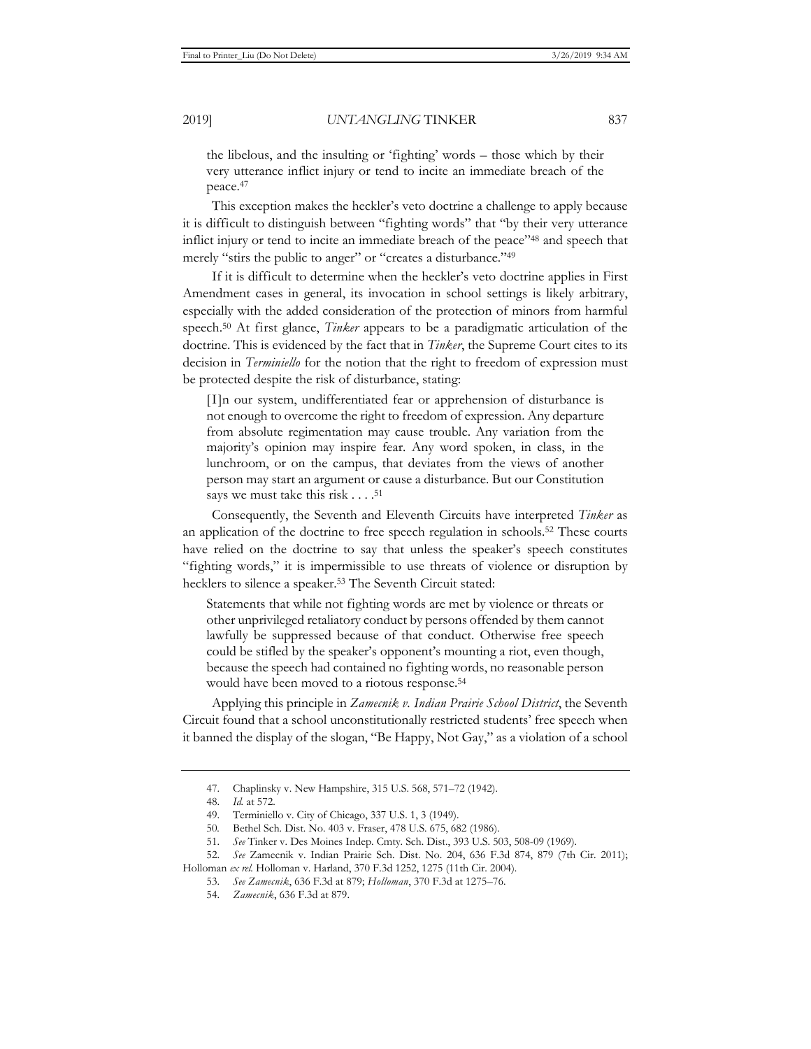the libelous, and the insulting or 'fighting' words – those which by their very utterance inflict injury or tend to incite an immediate breach of the peace.[47]

This exception makes the heckler's veto doctrine a challenge to apply because it is difficult to distinguish between "fighting words" that "by their very utterance inflict injury or tend to incite an immediate breach of the peace"[48] and speech that merely "stirs the public to anger" or "creates a disturbance."[49]

If it is difficult to determine when the heckler's veto doctrine applies in First Amendment cases in general, its invocation in school settings is likely arbitrary, especially with the added consideration of the protection of minors from harmful speech.[50] At first glance, *Tinker* appears to be a paradigmatic articulation of the doctrine. This is evidenced by the fact that in *Tinker*, the Supreme Court cites to its decision in *Terminiello* for the notion that the right to freedom of expression must be protected despite the risk of disturbance, stating:

> [I]n our system, undifferentiated fear or apprehension of disturbance is not enough to overcome the right to freedom of expression. Any departure from absolute regimentation may cause trouble. Any variation from the majority's opinion may inspire fear. Any word spoken, in class, in the lunchroom, or on the campus, that deviates from the views of another person may start an argument or cause a disturbance. But our Constitution says we must take this risk . . . .[51]

Consequently, the Seventh and Eleventh Circuits have interpreted *Tinker* as an application of the doctrine to free speech regulation in schools.[52] These courts have relied on the doctrine to say that unless the speaker's speech constitutes "fighting words," it is impermissible to use threats of violence or disruption by hecklers to silence a speaker.[53] The Seventh Circuit stated:

> Statements that while not fighting words are met by violence or threats or other unprivileged retaliatory conduct by persons offended by them cannot lawfully be suppressed because of that conduct. Otherwise free speech could be stifled by the speaker's opponent's mounting a riot, even though, because the speech had contained no fighting words, no reasonable person would have been moved to a riotous response.[54]

Applying this principle in *Zamecnik v. Indian Prairie School District*, the Seventh Circuit found that a school unconstitutionally restricted students' free speech when it banned the display of the slogan, "Be Happy, Not Gay," as a violation of a school

---

47. Chaplinsky v. New Hampshire, 315 U.S. 568, 571–72 (1942).

48. *Id.* at 572.

49. Terminiello v. City of Chicago, 337 U.S. 1, 3 (1949).

50. Bethel Sch. Dist. No. 403 v. Fraser, 478 U.S. 675, 682 (1986).

51. *See* Tinker v. Des Moines Indep. Cmty. Sch. Dist., 393 U.S. 503, 508-09 (1969).

52. *See* Zamecnik v. Indian Prairie Sch. Dist. No. 204, 636 F.3d 874, 879 (7th Cir. 2011); Holloman *ex rel.* Holloman v. Harland, 370 F.3d 1252, 1275 (11th Cir. 2004).

53. *See Zamecnik*, 636 F.3d at 879; *Holloman*, 370 F.3d at 1275–76.

54. *Zamecnik*, 636 F.3d at 879.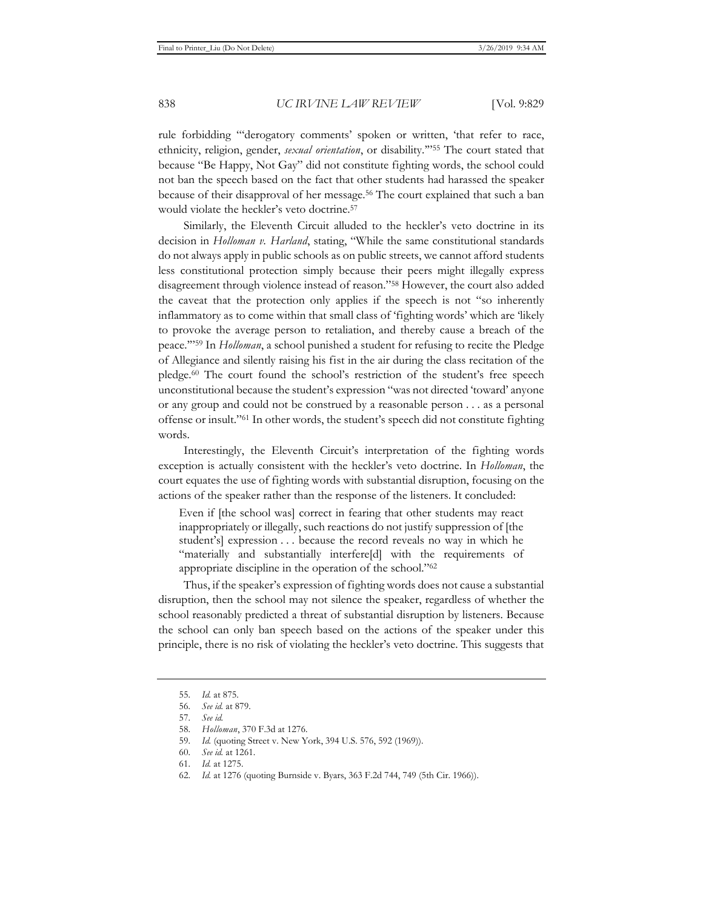rule forbidding "'derogatory comments' spoken or written, 'that refer to race, ethnicity, religion, gender, *sexual orientation*, or disability.'"[55] The court stated that because "Be Happy, Not Gay" did not constitute fighting words, the school could not ban the speech based on the fact that other students had harassed the speaker because of their disapproval of her message.[56] The court explained that such a ban would violate the heckler's veto doctrine.[57]

Similarly, the Eleventh Circuit alluded to the heckler's veto doctrine in its decision in *Holloman v. Harland*, stating, "While the same constitutional standards do not always apply in public schools as on public streets, we cannot afford students less constitutional protection simply because their peers might illegally express disagreement through violence instead of reason."[58] However, the court also added the caveat that the protection only applies if the speech is not "so inherently inflammatory as to come within that small class of 'fighting words' which are 'likely to provoke the average person to retaliation, and thereby cause a breach of the peace.'"[59] In *Holloman*, a school punished a student for refusing to recite the Pledge of Allegiance and silently raising his fist in the air during the class recitation of the pledge.[60] The court found the school's restriction of the student's free speech unconstitutional because the student's expression "was not directed 'toward' anyone or any group and could not be construed by a reasonable person . . . as a personal offense or insult."[61] In other words, the student's speech did not constitute fighting words.

Interestingly, the Eleventh Circuit's interpretation of the fighting words exception is actually consistent with the heckler's veto doctrine. In *Holloman*, the court equates the use of fighting words with substantial disruption, focusing on the actions of the speaker rather than the response of the listeners. It concluded:

> Even if [the school was] correct in fearing that other students may react inappropriately or illegally, such reactions do not justify suppression of [the student's] expression . . . because the record reveals no way in which he "materially and substantially interfere[d] with the requirements of appropriate discipline in the operation of the school."[62]

Thus, if the speaker's expression of fighting words does not cause a substantial disruption, then the school may not silence the speaker, regardless of whether the school reasonably predicted a threat of substantial disruption by listeners. Because the school can only ban speech based on the actions of the speaker under this principle, there is no risk of violating the heckler's veto doctrine. This suggests that

---

55. *Id.* at 875.
56. *See id.* at 879.
57. *See id.*
58. *Holloman*, 370 F.3d at 1276.
59. *Id.* (quoting Street v. New York, 394 U.S. 576, 592 (1969)).
60. *See id.* at 1261.
61. *Id.* at 1275.
62. *Id.* at 1276 (quoting Burnside v. Byars, 363 F.2d 744, 749 (5th Cir. 1966)).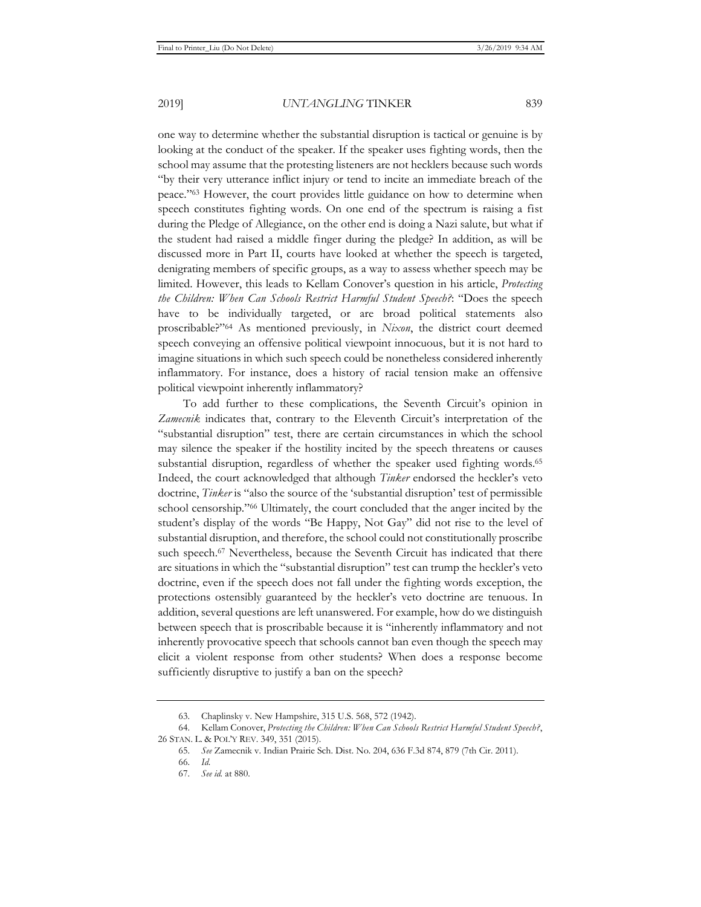one way to determine whether the substantial disruption is tactical or genuine is by looking at the conduct of the speaker. If the speaker uses fighting words, then the school may assume that the protesting listeners are not hecklers because such words "by their very utterance inflict injury or tend to incite an immediate breach of the peace."[63] However, the court provides little guidance on how to determine when speech constitutes fighting words. On one end of the spectrum is raising a fist during the Pledge of Allegiance, on the other end is doing a Nazi salute, but what if the student had raised a middle finger during the pledge? In addition, as will be discussed more in Part II, courts have looked at whether the speech is targeted, denigrating members of specific groups, as a way to assess whether speech may be limited. However, this leads to Kellam Conover's question in his article, *Protecting the Children: When Can Schools Restrict Harmful Student Speech?*: "Does the speech have to be individually targeted, or are broad political statements also proscribable?"[64] As mentioned previously, in *Nixon*, the district court deemed speech conveying an offensive political viewpoint innocuous, but it is not hard to imagine situations in which such speech could be nonetheless considered inherently inflammatory. For instance, does a history of racial tension make an offensive political viewpoint inherently inflammatory?

To add further to these complications, the Seventh Circuit's opinion in *Zamecnik* indicates that, contrary to the Eleventh Circuit's interpretation of the "substantial disruption" test, there are certain circumstances in which the school may silence the speaker if the hostility incited by the speech threatens or causes substantial disruption, regardless of whether the speaker used fighting words.[65] Indeed, the court acknowledged that although *Tinker* endorsed the heckler's veto doctrine, *Tinker* is "also the source of the 'substantial disruption' test of permissible school censorship."[66] Ultimately, the court concluded that the anger incited by the student's display of the words "Be Happy, Not Gay" did not rise to the level of substantial disruption, and therefore, the school could not constitutionally proscribe such speech.[67] Nevertheless, because the Seventh Circuit has indicated that there are situations in which the "substantial disruption" test can trump the heckler's veto doctrine, even if the speech does not fall under the fighting words exception, the protections ostensibly guaranteed by the heckler's veto doctrine are tenuous. In addition, several questions are left unanswered. For example, how do we distinguish between speech that is proscribable because it is "inherently inflammatory and not inherently provocative speech that schools cannot ban even though the speech may elicit a violent response from other students? When does a response become sufficiently disruptive to justify a ban on the speech?

---

63. Chaplinsky v. New Hampshire, 315 U.S. 568, 572 (1942).

64. Kellam Conover, *Protecting the Children: When Can Schools Restrict Harmful Student Speech?*, 26 STAN. L. & POL'Y REV. 349, 351 (2015).

65. *See* Zamecnik v. Indian Prairie Sch. Dist. No. 204, 636 F.3d 874, 879 (7th Cir. 2011).

66. *Id.*

67. *See id.* at 880.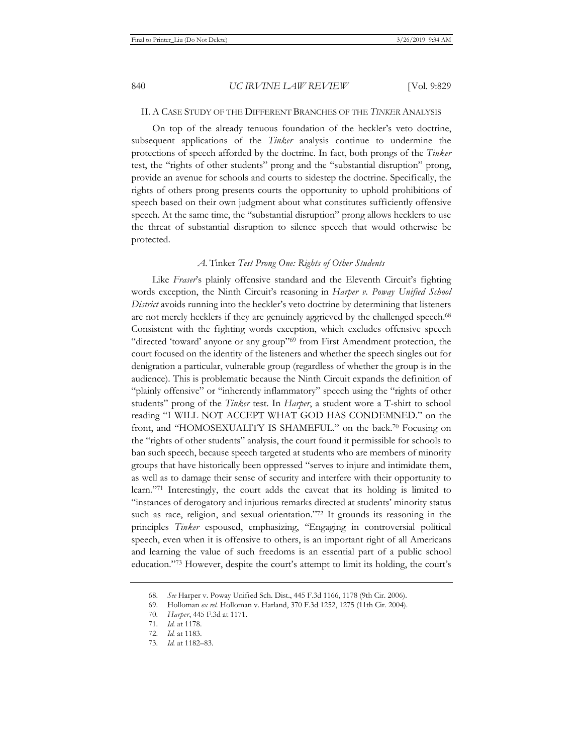## II. A CASE STUDY OF THE DIFFERENT BRANCHES OF THE *TINKER* ANALYSIS

On top of the already tenuous foundation of the heckler's veto doctrine, subsequent applications of the *Tinker* analysis continue to undermine the protections of speech afforded by the doctrine. In fact, both prongs of the *Tinker* test, the "rights of other students" prong and the "substantial disruption" prong, provide an avenue for schools and courts to sidestep the doctrine. Specifically, the rights of others prong presents courts the opportunity to uphold prohibitions of speech based on their own judgment about what constitutes sufficiently offensive speech. At the same time, the "substantial disruption" prong allows hecklers to use the threat of substantial disruption to silence speech that would otherwise be protected.

### *A.* Tinker *Test Prong One: Rights of Other Students*

Like *Fraser*'s plainly offensive standard and the Eleventh Circuit's fighting words exception, the Ninth Circuit's reasoning in *Harper v. Poway Unified School District* avoids running into the heckler's veto doctrine by determining that listeners are not merely hecklers if they are genuinely aggrieved by the challenged speech.[68] Consistent with the fighting words exception, which excludes offensive speech "directed 'toward' anyone or any group"[69] from First Amendment protection, the court focused on the identity of the listeners and whether the speech singles out for denigration a particular, vulnerable group (regardless of whether the group is in the audience). This is problematic because the Ninth Circuit expands the definition of "plainly offensive" or "inherently inflammatory" speech using the "rights of other students" prong of the *Tinker* test. In *Harper*, a student wore a T-shirt to school reading "I WILL NOT ACCEPT WHAT GOD HAS CONDEMNED." on the front, and "HOMOSEXUALITY IS SHAMEFUL." on the back.[70] Focusing on the "rights of other students" analysis, the court found it permissible for schools to ban such speech, because speech targeted at students who are members of minority groups that have historically been oppressed "serves to injure and intimidate them, as well as to damage their sense of security and interfere with their opportunity to learn."[71] Interestingly, the court adds the caveat that its holding is limited to "instances of derogatory and injurious remarks directed at students' minority status such as race, religion, and sexual orientation."[72] It grounds its reasoning in the principles *Tinker* espoused, emphasizing, "Engaging in controversial political speech, even when it is offensive to others, is an important right of all Americans and learning the value of such freedoms is an essential part of a public school education."[73] However, despite the court's attempt to limit its holding, the court's

---

68. *See* Harper v. Poway Unified Sch. Dist., 445 F.3d 1166, 1178 (9th Cir. 2006).

69. Holloman *ex rel.* Holloman v. Harland, 370 F.3d 1252, 1275 (11th Cir. 2004).

70. *Harper*, 445 F.3d at 1171.

71. *Id.* at 1178.

72. *Id.* at 1183.

73. *Id.* at 1182–83.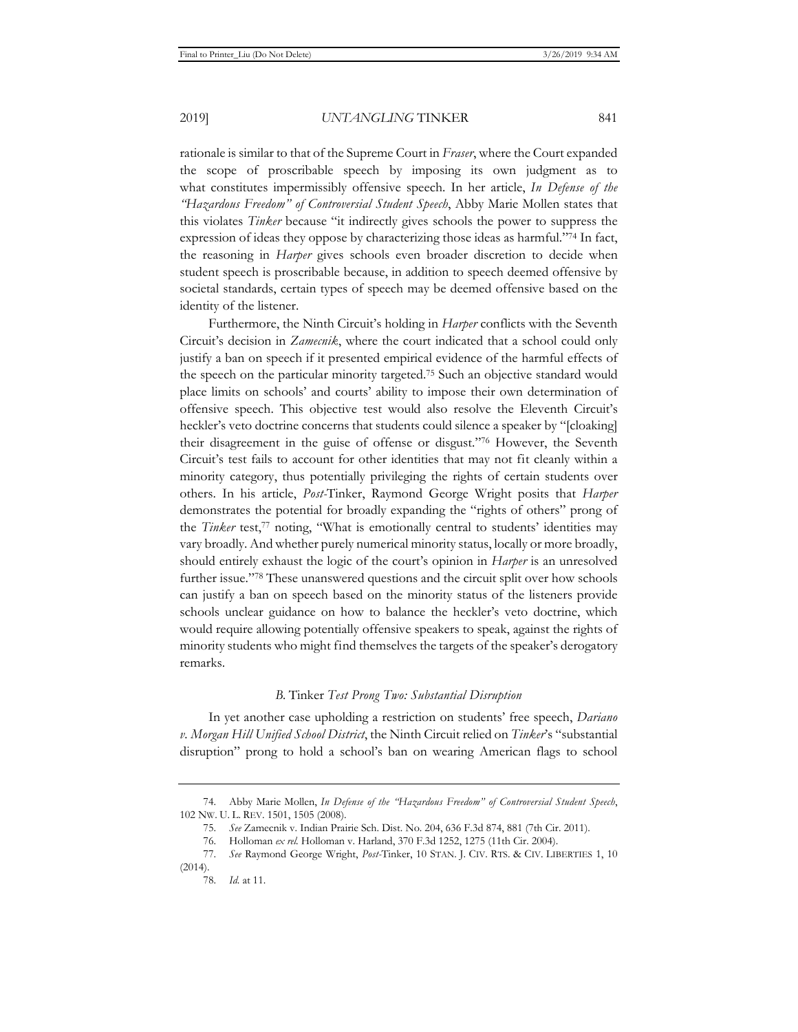rationale is similar to that of the Supreme Court in *Fraser*, where the Court expanded the scope of proscribable speech by imposing its own judgment as to what constitutes impermissibly offensive speech. In her article, *In Defense of the "Hazardous Freedom" of Controversial Student Speech*, Abby Marie Mollen states that this violates *Tinker* because "it indirectly gives schools the power to suppress the expression of ideas they oppose by characterizing those ideas as harmful."[74] In fact, the reasoning in *Harper* gives schools even broader discretion to decide when student speech is proscribable because, in addition to speech deemed offensive by societal standards, certain types of speech may be deemed offensive based on the identity of the listener.

Furthermore, the Ninth Circuit's holding in *Harper* conflicts with the Seventh Circuit's decision in *Zamecnik*, where the court indicated that a school could only justify a ban on speech if it presented empirical evidence of the harmful effects of the speech on the particular minority targeted.[75] Such an objective standard would place limits on schools' and courts' ability to impose their own determination of offensive speech. This objective test would also resolve the Eleventh Circuit's heckler's veto doctrine concerns that students could silence a speaker by "[cloaking] their disagreement in the guise of offense or disgust."[76] However, the Seventh Circuit's test fails to account for other identities that may not fit cleanly within a minority category, thus potentially privileging the rights of certain students over others. In his article, *Post-*Tinker, Raymond George Wright posits that *Harper* demonstrates the potential for broadly expanding the "rights of others" prong of the *Tinker* test,[77] noting, "What is emotionally central to students' identities may vary broadly. And whether purely numerical minority status, locally or more broadly, should entirely exhaust the logic of the court's opinion in *Harper* is an unresolved further issue."[78] These unanswered questions and the circuit split over how schools can justify a ban on speech based on the minority status of the listeners provide schools unclear guidance on how to balance the heckler's veto doctrine, which would require allowing potentially offensive speakers to speak, against the rights of minority students who might find themselves the targets of the speaker's derogatory remarks.

### *B.* Tinker *Test Prong Two: Substantial Disruption*

In yet another case upholding a restriction on students' free speech, *Dariano v. Morgan Hill Unified School District*, the Ninth Circuit relied on *Tinker*'s "substantial disruption" prong to hold a school's ban on wearing American flags to school

---

74. Abby Marie Mollen, *In Defense of the "Hazardous Freedom" of Controversial Student Speech*, 102 NW. U. L. REV. 1501, 1505 (2008).

75. *See* Zamecnik v. Indian Prairie Sch. Dist. No. 204, 636 F.3d 874, 881 (7th Cir. 2011).

76. Holloman *ex rel.* Holloman v. Harland, 370 F.3d 1252, 1275 (11th Cir. 2004).

77. *See* Raymond George Wright, *Post-*Tinker, 10 STAN. J. CIV. RTS. & CIV. LIBERTIES 1, 10 (2014).

78. *Id.* at 11.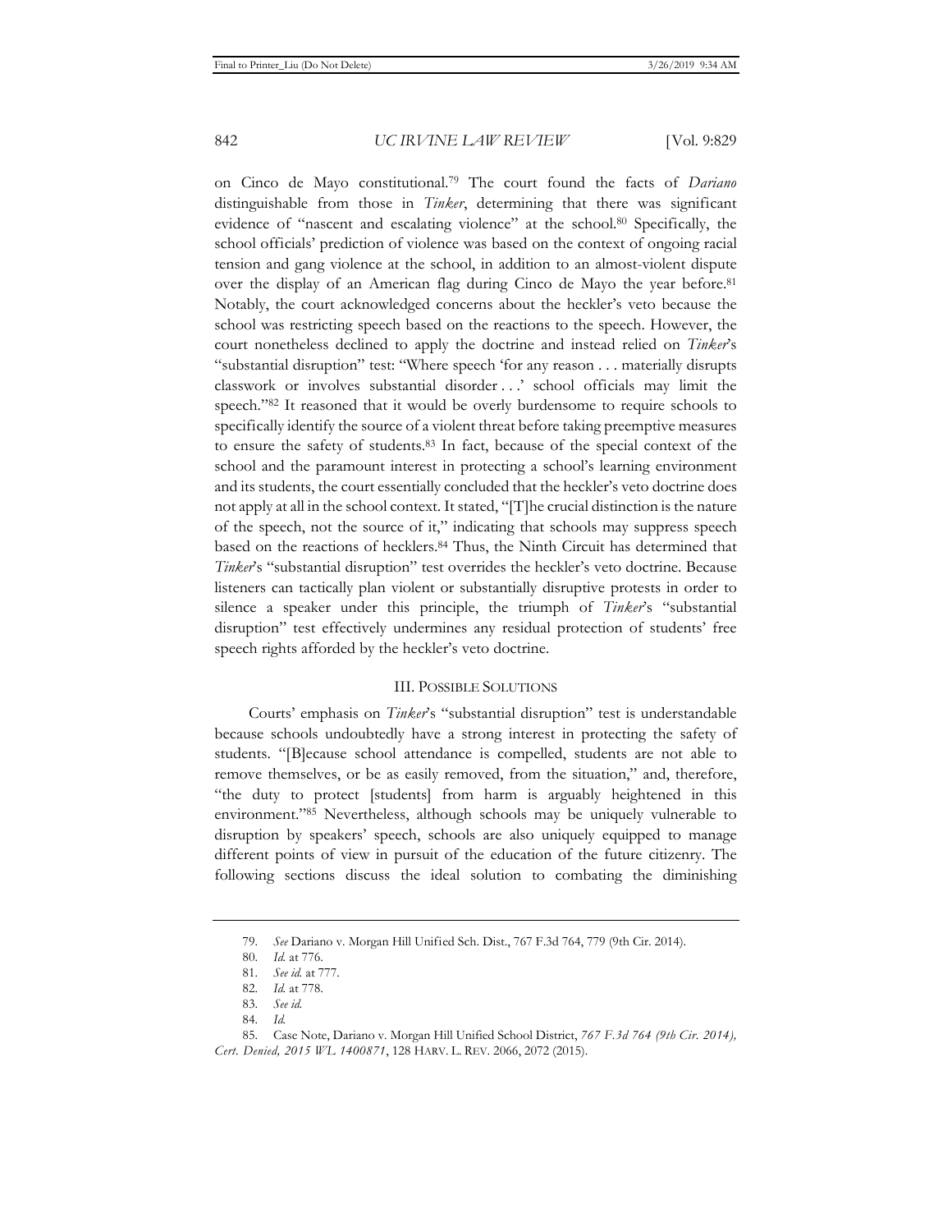on Cinco de Mayo constitutional.[79] The court found the facts of *Dariano* distinguishable from those in *Tinker*, determining that there was significant evidence of "nascent and escalating violence" at the school.[80] Specifically, the school officials' prediction of violence was based on the context of ongoing racial tension and gang violence at the school, in addition to an almost-violent dispute over the display of an American flag during Cinco de Mayo the year before.[81] Notably, the court acknowledged concerns about the heckler's veto because the school was restricting speech based on the reactions to the speech. However, the court nonetheless declined to apply the doctrine and instead relied on *Tinker*'s "substantial disruption" test: "Where speech 'for any reason . . . materially disrupts classwork or involves substantial disorder . . .' school officials may limit the speech."[82] It reasoned that it would be overly burdensome to require schools to specifically identify the source of a violent threat before taking preemptive measures to ensure the safety of students.[83] In fact, because of the special context of the school and the paramount interest in protecting a school's learning environment and its students, the court essentially concluded that the heckler's veto doctrine does not apply at all in the school context. It stated, "[T]he crucial distinction is the nature of the speech, not the source of it," indicating that schools may suppress speech based on the reactions of hecklers.[84] Thus, the Ninth Circuit has determined that *Tinker*'s "substantial disruption" test overrides the heckler's veto doctrine. Because listeners can tactically plan violent or substantially disruptive protests in order to silence a speaker under this principle, the triumph of *Tinker*'s "substantial disruption" test effectively undermines any residual protection of students' free speech rights afforded by the heckler's veto doctrine.

## III. Possible Solutions

Courts' emphasis on *Tinker*'s "substantial disruption" test is understandable because schools undoubtedly have a strong interest in protecting the safety of students. "[B]ecause school attendance is compelled, students are not able to remove themselves, or be as easily removed, from the situation," and, therefore, "the duty to protect [students] from harm is arguably heightened in this environment."[85] Nevertheless, although schools may be uniquely vulnerable to disruption by speakers' speech, schools are also uniquely equipped to manage different points of view in pursuit of the education of the future citizenry. The following sections discuss the ideal solution to combating the diminishing

---

79. *See* Dariano v. Morgan Hill Unified Sch. Dist., 767 F.3d 764, 779 (9th Cir. 2014).

80. *Id.* at 776.

81. *See id.* at 777.

82. *Id.* at 778.

83. *See id.*

84. *Id.*

85. Case Note, Dariano v. Morgan Hill Unified School District, *767 F.3d 764 (9th Cir. 2014), Cert. Denied, 2015 WL 1400871*, 128 HARV. L. REV. 2066, 2072 (2015).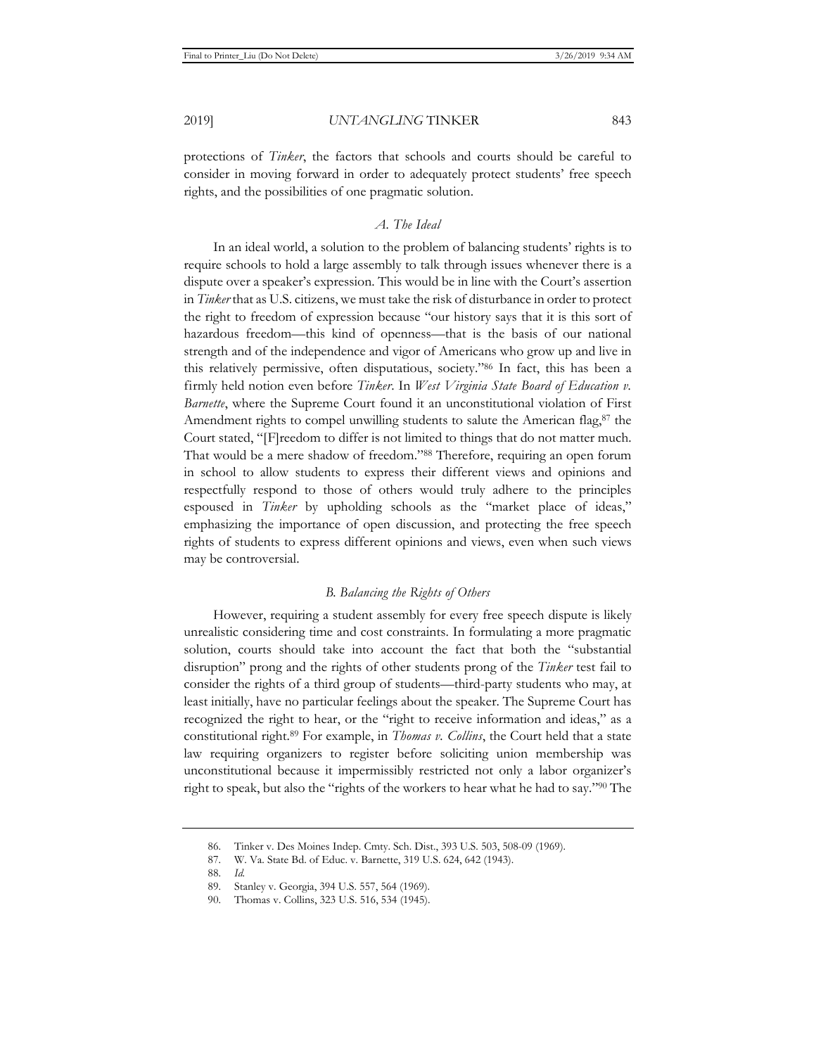protections of *Tinker*, the factors that schools and courts should be careful to consider in moving forward in order to adequately protect students' free speech rights, and the possibilities of one pragmatic solution.

### *A. The Ideal*

In an ideal world, a solution to the problem of balancing students' rights is to require schools to hold a large assembly to talk through issues whenever there is a dispute over a speaker's expression. This would be in line with the Court's assertion in *Tinker* that as U.S. citizens, we must take the risk of disturbance in order to protect the right to freedom of expression because "our history says that it is this sort of hazardous freedom—this kind of openness—that is the basis of our national strength and of the independence and vigor of Americans who grow up and live in this relatively permissive, often disputatious, society."[86] In fact, this has been a firmly held notion even before *Tinker*. In *West Virginia State Board of Education v. Barnette*, where the Supreme Court found it an unconstitutional violation of First Amendment rights to compel unwilling students to salute the American flag,[87] the Court stated, "[F]reedom to differ is not limited to things that do not matter much. That would be a mere shadow of freedom."[88] Therefore, requiring an open forum in school to allow students to express their different views and opinions and respectfully respond to those of others would truly adhere to the principles espoused in *Tinker* by upholding schools as the "market place of ideas," emphasizing the importance of open discussion, and protecting the free speech rights of students to express different opinions and views, even when such views may be controversial.

### *B. Balancing the Rights of Others*

However, requiring a student assembly for every free speech dispute is likely unrealistic considering time and cost constraints. In formulating a more pragmatic solution, courts should take into account the fact that both the "substantial disruption" prong and the rights of other students prong of the *Tinker* test fail to consider the rights of a third group of students—third-party students who may, at least initially, have no particular feelings about the speaker. The Supreme Court has recognized the right to hear, or the "right to receive information and ideas," as a constitutional right.[89] For example, in *Thomas v. Collins*, the Court held that a state law requiring organizers to register before soliciting union membership was unconstitutional because it impermissibly restricted not only a labor organizer's right to speak, but also the "rights of the workers to hear what he had to say."[90] The

---

86. Tinker v. Des Moines Indep. Cmty. Sch. Dist., 393 U.S. 503, 508-09 (1969).
87. W. Va. State Bd. of Educ. v. Barnette, 319 U.S. 624, 642 (1943).
88. *Id.*
89. Stanley v. Georgia, 394 U.S. 557, 564 (1969).
90. Thomas v. Collins, 323 U.S. 516, 534 (1945).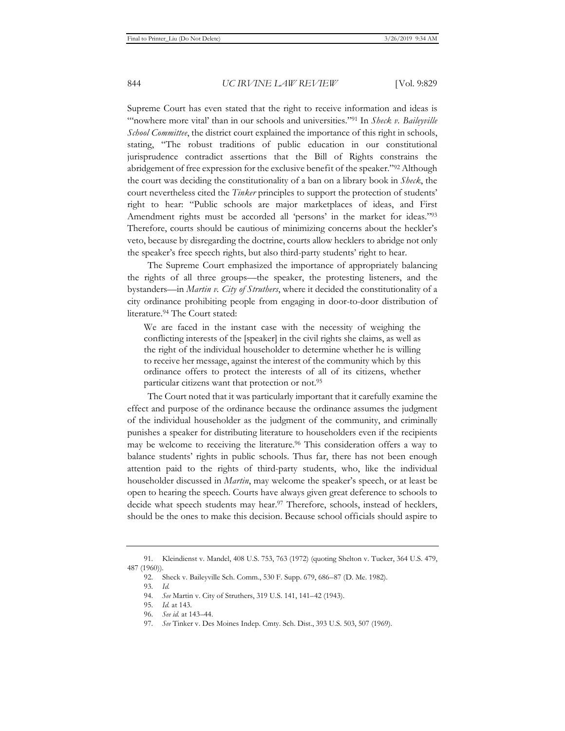Supreme Court has even stated that the right to receive information and ideas is "'nowhere more vital' than in our schools and universities."[91] In *Sheck v. Baileyville School Committee*, the district court explained the importance of this right in schools, stating, "The robust traditions of public education in our constitutional jurisprudence contradict assertions that the Bill of Rights constrains the abridgement of free expression for the exclusive benefit of the speaker."[92] Although the court was deciding the constitutionality of a ban on a library book in *Sheck*, the court nevertheless cited the *Tinker* principles to support the protection of students' right to hear: "Public schools are major marketplaces of ideas, and First Amendment rights must be accorded all 'persons' in the market for ideas."[93] Therefore, courts should be cautious of minimizing concerns about the heckler's veto, because by disregarding the doctrine, courts allow hecklers to abridge not only the speaker's free speech rights, but also third-party students' right to hear.

The Supreme Court emphasized the importance of appropriately balancing the rights of all three groups—the speaker, the protesting listeners, and the bystanders—in *Martin v. City of Struthers*, where it decided the constitutionality of a city ordinance prohibiting people from engaging in door-to-door distribution of literature.[94] The Court stated:

> We are faced in the instant case with the necessity of weighing the conflicting interests of the [speaker] in the civil rights she claims, as well as the right of the individual householder to determine whether he is willing to receive her message, against the interest of the community which by this ordinance offers to protect the interests of all of its citizens, whether particular citizens want that protection or not.[95]

The Court noted that it was particularly important that it carefully examine the effect and purpose of the ordinance because the ordinance assumes the judgment of the individual householder as the judgment of the community, and criminally punishes a speaker for distributing literature to householders even if the recipients may be welcome to receiving the literature.[96] This consideration offers a way to balance students' rights in public schools. Thus far, there has not been enough attention paid to the rights of third-party students, who, like the individual householder discussed in *Martin*, may welcome the speaker's speech, or at least be open to hearing the speech. Courts have always given great deference to schools to decide what speech students may hear.[97] Therefore, schools, instead of hecklers, should be the ones to make this decision. Because school officials should aspire to

---

91. Kleindienst v. Mandel, 408 U.S. 753, 763 (1972) (quoting Shelton v. Tucker, 364 U.S. 479, 487 (1960)).

92. Sheck v. Baileyville Sch. Comm., 530 F. Supp. 679, 686–87 (D. Me. 1982).

93. *Id.*

94. *See* Martin v. City of Struthers, 319 U.S. 141, 141–42 (1943).

95. *Id.* at 143.

96. *See id.* at 143–44.

97. *See* Tinker v. Des Moines Indep. Cmty. Sch. Dist., 393 U.S. 503, 507 (1969).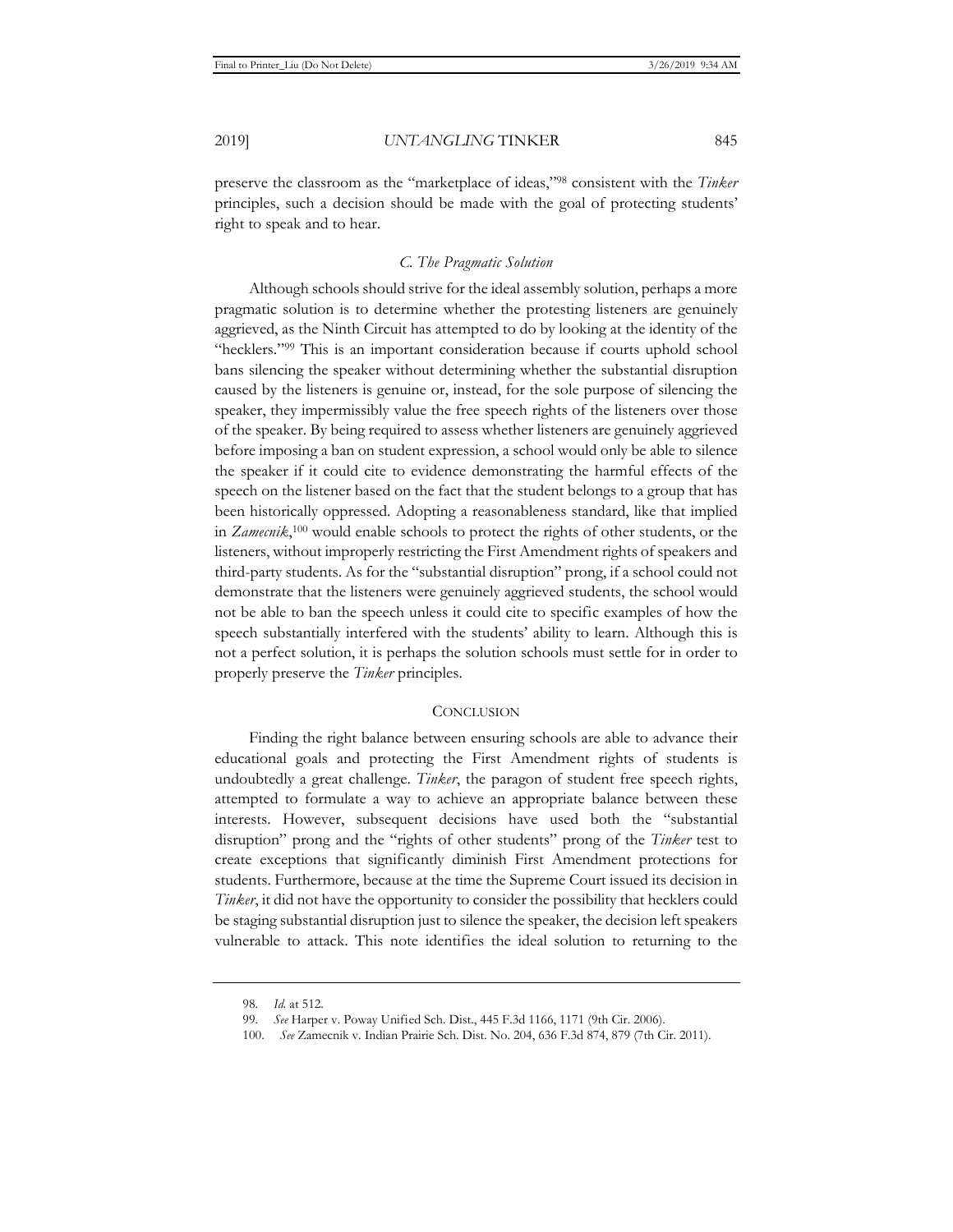preserve the classroom as the "marketplace of ideas,"[98] consistent with the *Tinker* principles, such a decision should be made with the goal of protecting students' right to speak and to hear.

### *C. The Pragmatic Solution*

Although schools should strive for the ideal assembly solution, perhaps a more pragmatic solution is to determine whether the protesting listeners are genuinely aggrieved, as the Ninth Circuit has attempted to do by looking at the identity of the "hecklers."[99] This is an important consideration because if courts uphold school bans silencing the speaker without determining whether the substantial disruption caused by the listeners is genuine or, instead, for the sole purpose of silencing the speaker, they impermissibly value the free speech rights of the listeners over those of the speaker. By being required to assess whether listeners are genuinely aggrieved before imposing a ban on student expression, a school would only be able to silence the speaker if it could cite to evidence demonstrating the harmful effects of the speech on the listener based on the fact that the student belongs to a group that has been historically oppressed. Adopting a reasonableness standard, like that implied in *Zamecnik*,[100] would enable schools to protect the rights of other students, or the listeners, without improperly restricting the First Amendment rights of speakers and third-party students. As for the "substantial disruption" prong, if a school could not demonstrate that the listeners were genuinely aggrieved students, the school would not be able to ban the speech unless it could cite to specific examples of how the speech substantially interfered with the students' ability to learn. Although this is not a perfect solution, it is perhaps the solution schools must settle for in order to properly preserve the *Tinker* principles.

## CONCLUSION

Finding the right balance between ensuring schools are able to advance their educational goals and protecting the First Amendment rights of students is undoubtedly a great challenge. *Tinker*, the paragon of student free speech rights, attempted to formulate a way to achieve an appropriate balance between these interests. However, subsequent decisions have used both the "substantial disruption" prong and the "rights of other students" prong of the *Tinker* test to create exceptions that significantly diminish First Amendment protections for students. Furthermore, because at the time the Supreme Court issued its decision in *Tinker*, it did not have the opportunity to consider the possibility that hecklers could be staging substantial disruption just to silence the speaker, the decision left speakers vulnerable to attack. This note identifies the ideal solution to returning to the

---

98. *Id.* at 512.

99. *See* Harper v. Poway Unified Sch. Dist., 445 F.3d 1166, 1171 (9th Cir. 2006).

100. *See* Zamecnik v. Indian Prairie Sch. Dist. No. 204, 636 F.3d 874, 879 (7th Cir. 2011).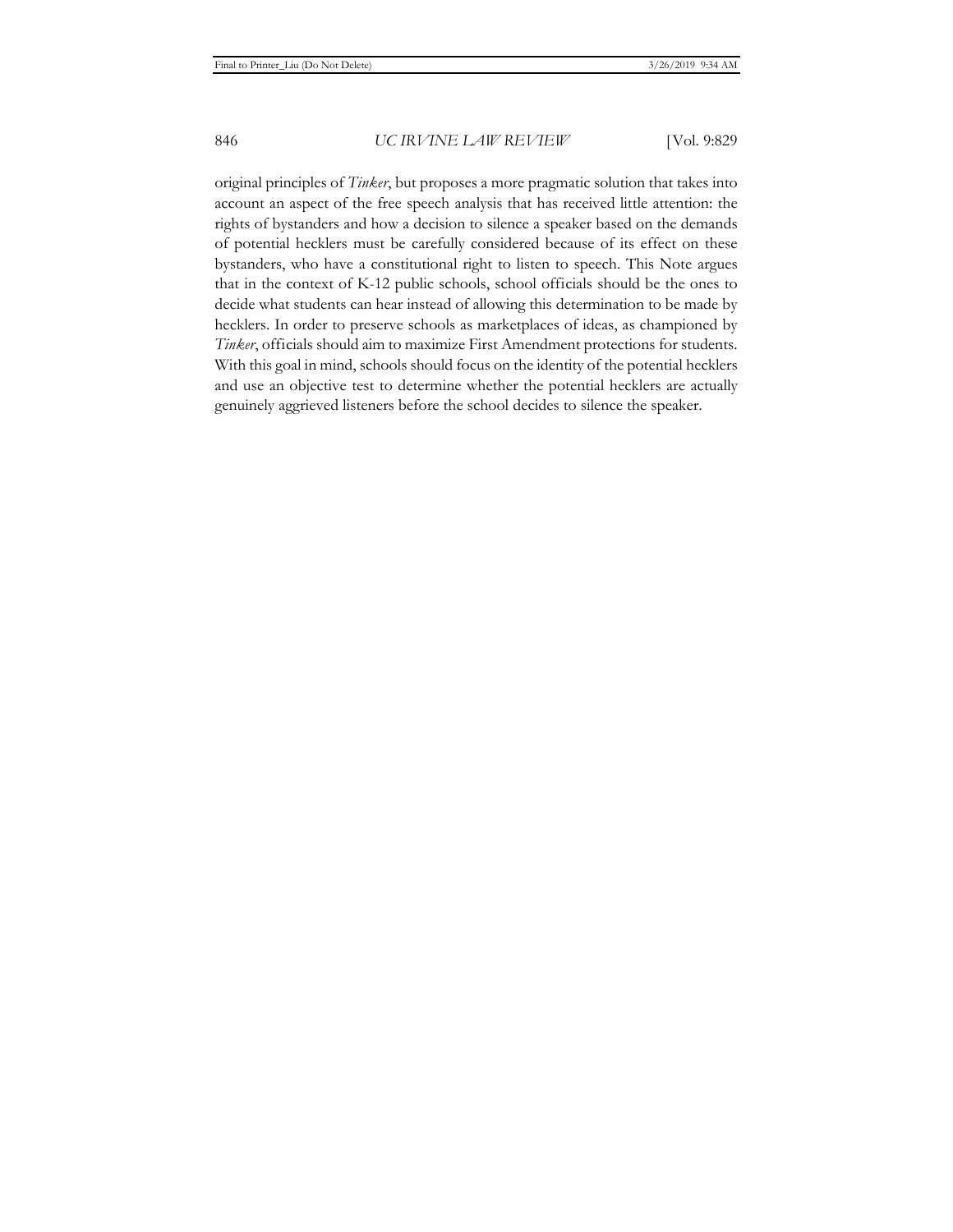original principles of *Tinker*, but proposes a more pragmatic solution that takes into account an aspect of the free speech analysis that has received little attention: the rights of bystanders and how a decision to silence a speaker based on the demands of potential hecklers must be carefully considered because of its effect on these bystanders, who have a constitutional right to listen to speech. This Note argues that in the context of K-12 public schools, school officials should be the ones to decide what students can hear instead of allowing this determination to be made by hecklers. In order to preserve schools as marketplaces of ideas, as championed by *Tinker*, officials should aim to maximize First Amendment protections for students. With this goal in mind, schools should focus on the identity of the potential hecklers and use an objective test to determine whether the potential hecklers are actually genuinely aggrieved listeners before the school decides to silence the speaker.